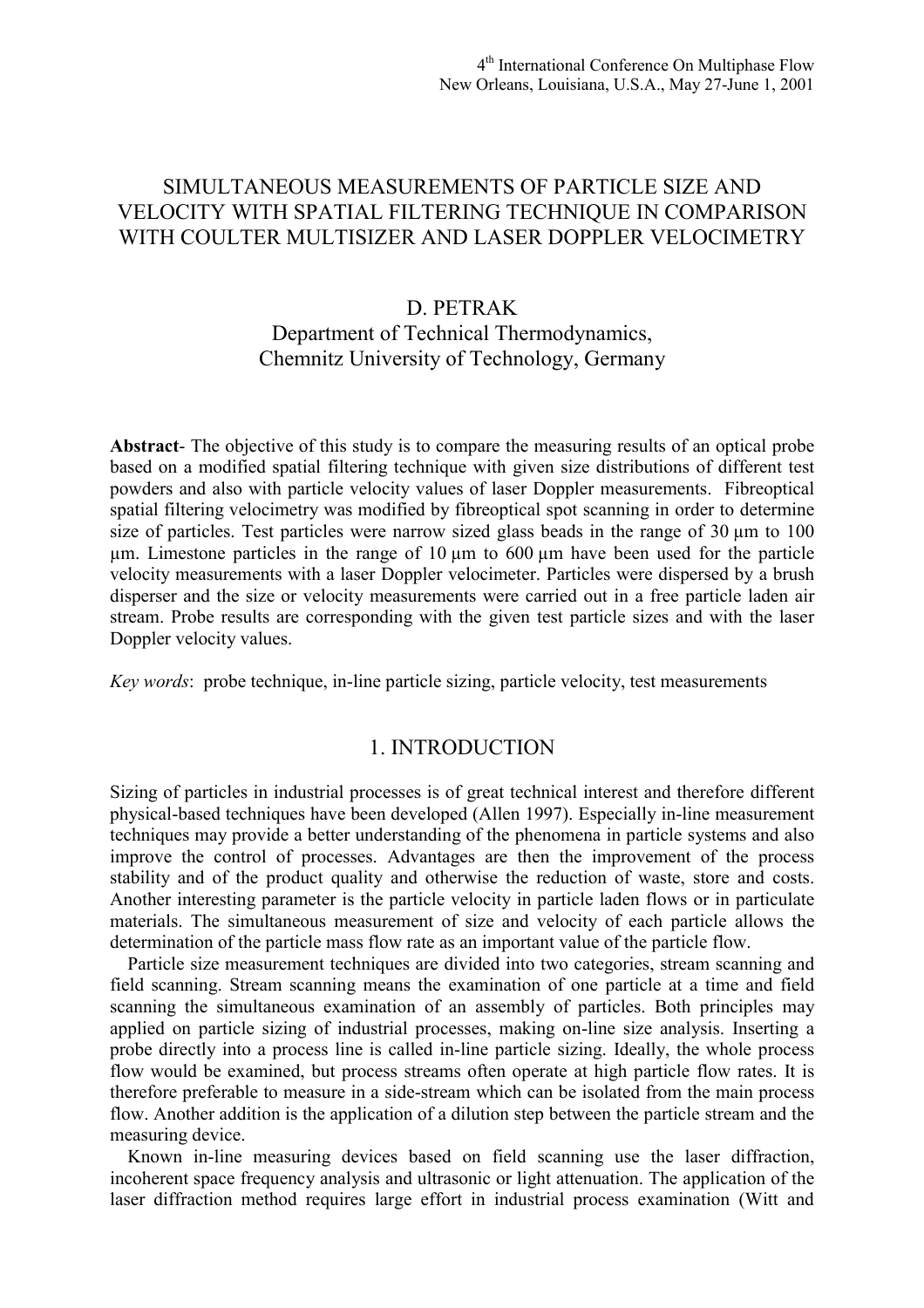# SIMULTANEOUS MEASUREMENTS OF PARTICLE SIZE AND VELOCITY WITH SPATIAL FILTERING TECHNIQUE IN COMPARISON WITH COULTER MULTISIZER AND LASER DOPPLER VELOCIMETRY

D. PETRAK

Department of Technical Thermodynamics,
Chemnitz University of Technology, Germany

**Abstract**- The objective of this study is to compare the measuring results of an optical probe based on a modified spatial filtering technique with given size distributions of different test powders and also with particle velocity values of laser Doppler measurements. Fibreoptical spatial filtering velocimetry was modified by fibreoptical spot scanning in order to determine size of particles. Test particles were narrow sized glass beads in the range of 30 µm to 100 µm. Limestone particles in the range of 10 µm to 600 µm have been used for the particle velocity measurements with a laser Doppler velocimeter. Particles were dispersed by a brush disperser and the size or velocity measurements were carried out in a free particle laden air stream. Probe results are corresponding with the given test particle sizes and with the laser Doppler velocity values.

*Key words*: probe technique, in-line particle sizing, particle velocity, test measurements

## 1. INTRODUCTION

Sizing of particles in industrial processes is of great technical interest and therefore different physical-based techniques have been developed (Allen 1997). Especially in-line measurement techniques may provide a better understanding of the phenomena in particle systems and also improve the control of processes. Advantages are then the improvement of the process stability and of the product quality and otherwise the reduction of waste, store and costs. Another interesting parameter is the particle velocity in particle laden flows or in particulate materials. The simultaneous measurement of size and velocity of each particle allows the determination of the particle mass flow rate as an important value of the particle flow.

Particle size measurement techniques are divided into two categories, stream scanning and field scanning. Stream scanning means the examination of one particle at a time and field scanning the simultaneous examination of an assembly of particles. Both principles may applied on particle sizing of industrial processes, making on-line size analysis. Inserting a probe directly into a process line is called in-line particle sizing. Ideally, the whole process flow would be examined, but process streams often operate at high particle flow rates. It is therefore preferable to measure in a side-stream which can be isolated from the main process flow. Another addition is the application of a dilution step between the particle stream and the measuring device.

Known in-line measuring devices based on field scanning use the laser diffraction, incoherent space frequency analysis and ultrasonic or light attenuation. The application of the laser diffraction method requires large effort in industrial process examination (Witt and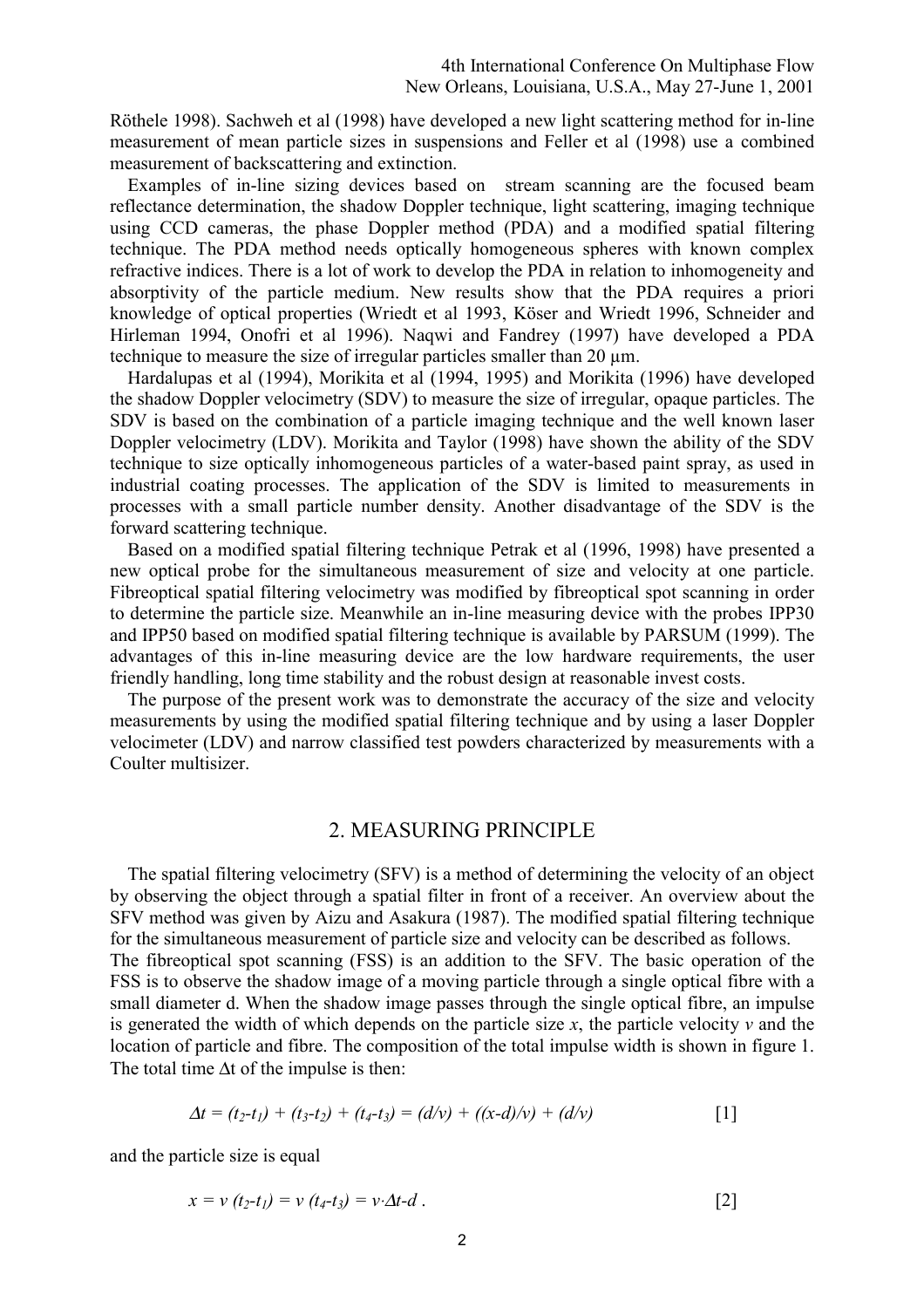Röthele 1998). Sachweh et al (1998) have developed a new light scattering method for in-line measurement of mean particle sizes in suspensions and Feller et al (1998) use a combined measurement of backscattering and extinction.

Examples of in-line sizing devices based on stream scanning are the focused beam reflectance determination, the shadow Doppler technique, light scattering, imaging technique using CCD cameras, the phase Doppler method (PDA) and a modified spatial filtering technique. The PDA method needs optically homogeneous spheres with known complex refractive indices. There is a lot of work to develop the PDA in relation to inhomogeneity and absorptivity of the particle medium. New results show that the PDA requires a priori knowledge of optical properties (Wriedt et al 1993, Köser and Wriedt 1996, Schneider and Hirleman 1994, Onofri et al 1996). Naqwi and Fandrey (1997) have developed a PDA technique to measure the size of irregular particles smaller than 20 µm.

Hardalupas et al (1994), Morikita et al (1994, 1995) and Morikita (1996) have developed the shadow Doppler velocimetry (SDV) to measure the size of irregular, opaque particles. The SDV is based on the combination of a particle imaging technique and the well known laser Doppler velocimetry (LDV). Morikita and Taylor (1998) have shown the ability of the SDV technique to size optically inhomogeneous particles of a water-based paint spray, as used in industrial coating processes. The application of the SDV is limited to measurements in processes with a small particle number density. Another disadvantage of the SDV is the forward scattering technique.

Based on a modified spatial filtering technique Petrak et al (1996, 1998) have presented a new optical probe for the simultaneous measurement of size and velocity at one particle. Fibreoptical spatial filtering velocimetry was modified by fibreoptical spot scanning in order to determine the particle size. Meanwhile an in-line measuring device with the probes IPP30 and IPP50 based on modified spatial filtering technique is available by PARSUM (1999). The advantages of this in-line measuring device are the low hardware requirements, the user friendly handling, long time stability and the robust design at reasonable invest costs.

The purpose of the present work was to demonstrate the accuracy of the size and velocity measurements by using the modified spatial filtering technique and by using a laser Doppler velocimeter (LDV) and narrow classified test powders characterized by measurements with a Coulter multisizer.

## 2. MEASURING PRINCIPLE

The spatial filtering velocimetry (SFV) is a method of determining the velocity of an object by observing the object through a spatial filter in front of a receiver. An overview about the SFV method was given by Aizu and Asakura (1987). The modified spatial filtering technique for the simultaneous measurement of particle size and velocity can be described as follows.

The fibreoptical spot scanning (FSS) is an addition to the SFV. The basic operation of the FSS is to observe the shadow image of a moving particle through a single optical fibre with a small diameter d. When the shadow image passes through the single optical fibre, an impulse is generated the width of which depends on the particle size *x*, the particle velocity *v* and the location of particle and fibre. The composition of the total impulse width is shown in figure 1. The total time $\Delta t$ of the impulse is then:

$$\Delta t = (t_2 - t_1) + (t_3 - t_2) + (t_4 - t_3) = (d/v) + ((x-d)/v) + (d/v) \qquad [1]$$

and the particle size is equal

$$x = v\,(t_2 - t_1) = v\,(t_4 - t_3) = v \cdot \Delta t - d\,. \qquad [2]$$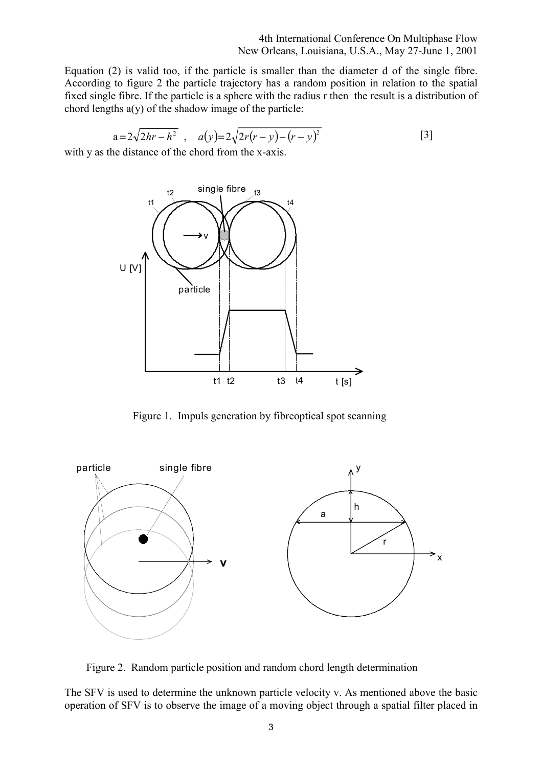Equation (2) is valid too, if the particle is smaller than the diameter d of the single fibre. According to figure 2 the particle trajectory has a random position in relation to the spatial fixed single fibre. If the particle is a sphere with the radius r then the result is a distribution of chord lengths a(y) of the shadow image of the particle:

$$a = 2\sqrt{2hr - h^2} \quad , \quad a(y) = 2\sqrt{2r(r-y) - (r-y)^2} \qquad [3]$$

with y as the distance of the chord from the x-axis.

t1
t2
single fibre
t3
t4
v
U [V]
particle
t1 t2
t3 t4
t [s]

Figure 1. Impuls generation by fibreoptical spot scanning

particle
single fibre
v
y
h
a
r
x

Figure 2. Random particle position and random chord length determination

The SFV is used to determine the unknown particle velocity v. As mentioned above the basic operation of SFV is to observe the image of a moving object through a spatial filter placed in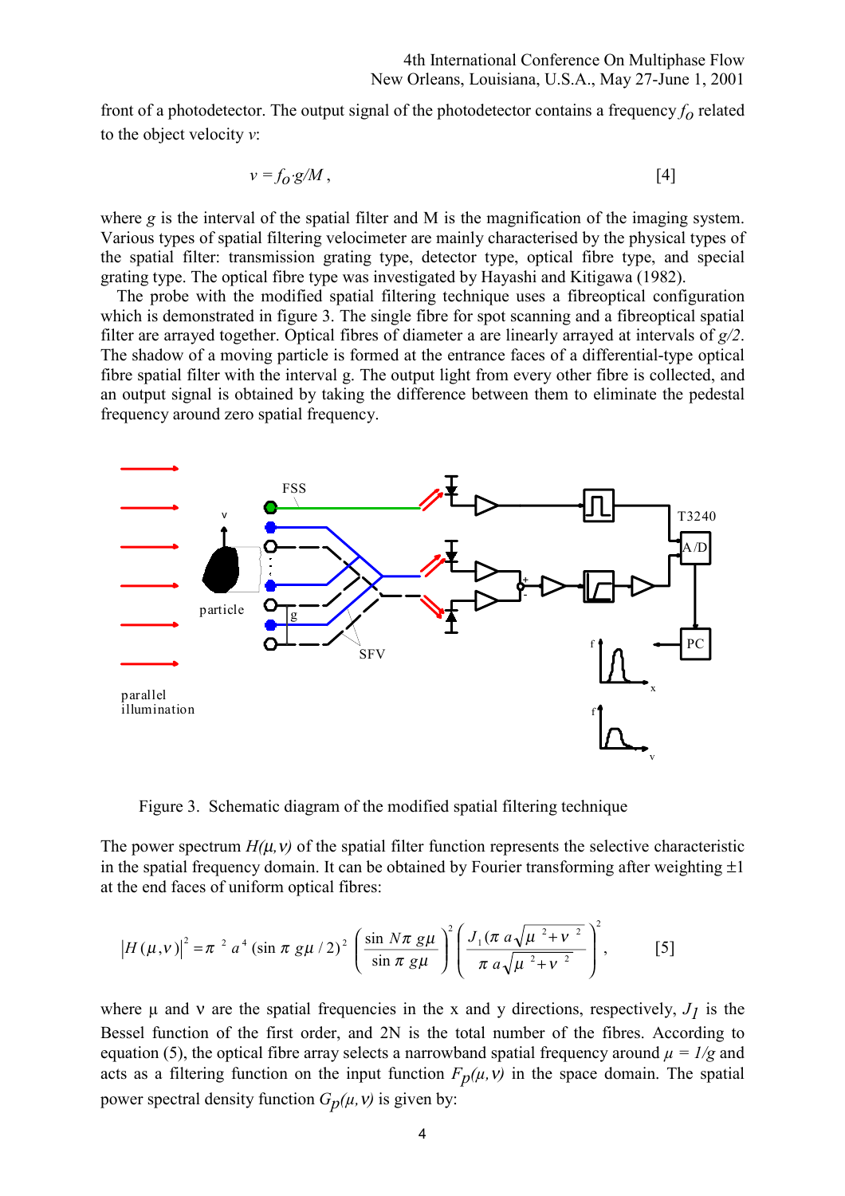front of a photodetector. The output signal of the photodetector contains a frequency $f_O$ related to the object velocity $v$:

$$v = f_O \cdot g/M\,, \qquad [4]$$

where $g$ is the interval of the spatial filter and M is the magnification of the imaging system. Various types of spatial filtering velocimeter are mainly characterised by the physical types of the spatial filter: transmission grating type, detector type, optical fibre type, and special grating type. The optical fibre type was investigated by Hayashi and Kitigawa (1982).

The probe with the modified spatial filtering technique uses a fibreoptical configuration which is demonstrated in figure 3. The single fibre for spot scanning and a fibreoptical spatial filter are arrayed together. Optical fibres of diameter a are linearly arrayed at intervals of $g/2$. The shadow of a moving particle is formed at the entrance faces of a differential-type optical fibre spatial filter with the interval g. The output light from every other fibre is collected, and an output signal is obtained by taking the difference between them to eliminate the pedestal frequency around zero spatial frequency.

FSS
v
particle
g
SFV
T3240
A/D
PC
f
x
f
v
parallel illumination

Figure 3. Schematic diagram of the modified spatial filtering technique

The power spectrum $H(\mu,\nu)$ of the spatial filter function represents the selective characteristic in the spatial frequency domain. It can be obtained by Fourier transforming after weighting ±1 at the end faces of uniform optical fibres:

$$\left|H(\mu,\nu)\right|^2 = \pi^2 a^4 (\sin \pi g\mu/2)^2 \left(\frac{\sin N\pi g\mu}{\sin \pi g\mu}\right)^2 \left(\frac{J_1(\pi a\sqrt{\mu^2+\nu^2})}{\pi a\sqrt{\mu^2+\nu^2}}\right)^2, \qquad [5]$$

where μ and ν are the spatial frequencies in the x and y directions, respectively, $J_1$ is the Bessel function of the first order, and 2N is the total number of the fibres. According to equation (5), the optical fibre array selects a narrowband spatial frequency around $\mu = 1/g$ and acts as a filtering function on the input function $F_p(\mu,\nu)$ in the space domain. The spatial power spectral density function $G_p(\mu,\nu)$ is given by: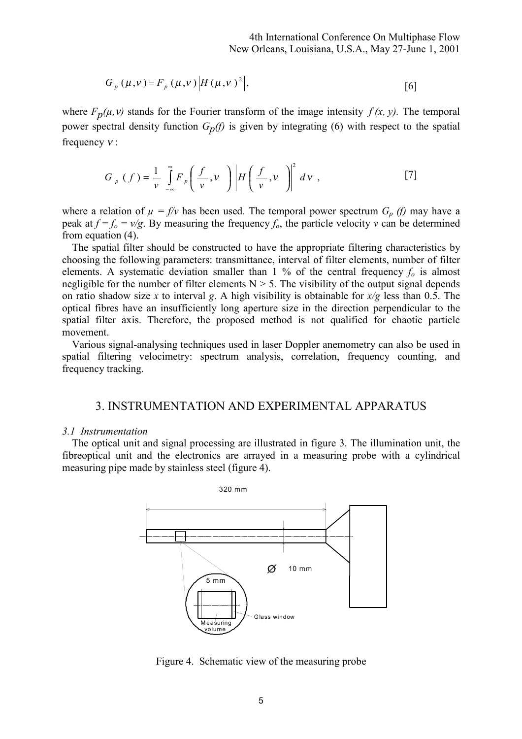$$G_p(\mu, \nu) = F_p(\mu, \nu) \left| H(\mu, \nu)^2 \right|, \qquad [6]$$

where $F_p(\mu, \nu)$ stands for the Fourier transform of the image intensity $f(x, y)$. The temporal power spectral density function $G_p(f)$ is given by integrating (6) with respect to the spatial frequency $\nu$ :

$$G_p(f) = \frac{1}{v} \int_{-\infty}^{\infty} F_p\left(\frac{f}{v}, \nu\right) \left| H\left(\frac{f}{v}, \nu\right) \right|^2 d\nu \ , \qquad [7]$$

where a relation of $\mu = f/v$ has been used. The temporal power spectrum $G_p(f)$ may have a peak at $f = f_o = v/g$. By measuring the frequency $f_o$, the particle velocity $v$ can be determined from equation (4).

The spatial filter should be constructed to have the appropriate filtering characteristics by choosing the following parameters: transmittance, interval of filter elements, number of filter elements. A systematic deviation smaller than 1 % of the central frequency $f_o$ is almost negligible for the number of filter elements $N > 5$. The visibility of the output signal depends on ratio shadow size $x$ to interval $g$. A high visibility is obtainable for $x/g$ less than 0.5. The optical fibres have an insufficiently long aperture size in the direction perpendicular to the spatial filter axis. Therefore, the proposed method is not qualified for chaotic particle movement.

Various signal-analysing techniques used in laser Doppler anemometry can also be used in spatial filtering velocimetry: spectrum analysis, correlation, frequency counting, and frequency tracking.

## 3. INSTRUMENTATION AND EXPERIMENTAL APPARATUS

### *3.1 Instrumentation*

The optical unit and signal processing are illustrated in figure 3. The illumination unit, the fibreoptical unit and the electronics are arrayed in a measuring probe with a cylindrical measuring pipe made by stainless steel (figure 4).

320 mm

Ø 10 mm

5 mm

Glass window

Measuring volume

Figure 4. Schematic view of the measuring probe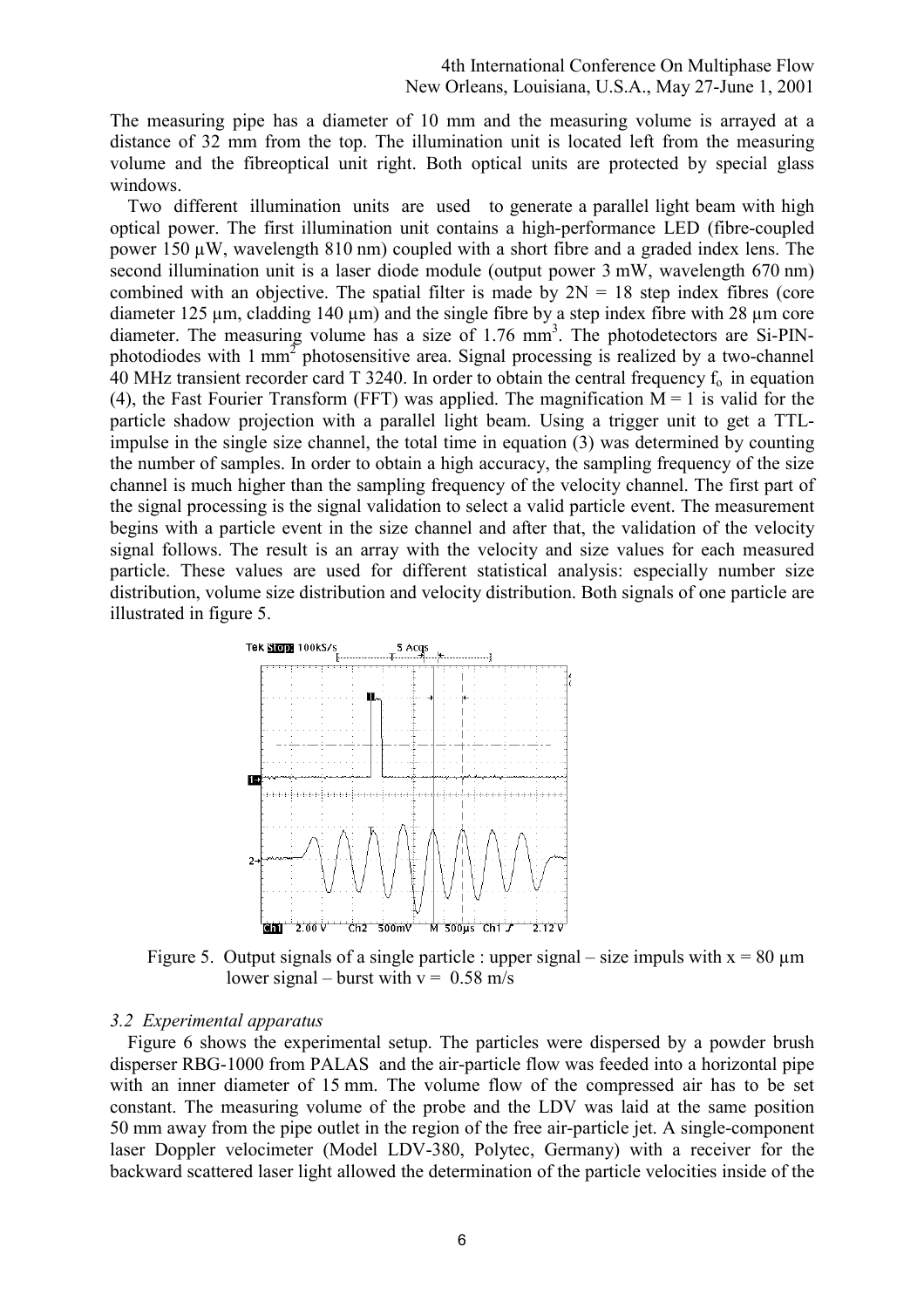The measuring pipe has a diameter of 10 mm and the measuring volume is arrayed at a distance of 32 mm from the top. The illumination unit is located left from the measuring volume and the fibreoptical unit right. Both optical units are protected by special glass windows.

Two different illumination units are used to generate a parallel light beam with high optical power. The first illumination unit contains a high-performance LED (fibre-coupled power 150 µW, wavelength 810 nm) coupled with a short fibre and a graded index lens. The second illumination unit is a laser diode module (output power 3 mW, wavelength 670 nm) combined with an objective. The spatial filter is made by $2N = 18$ step index fibres (core diameter 125 µm, cladding 140 µm) and the single fibre by a step index fibre with 28 µm core diameter. The measuring volume has a size of 1.76 mm$^3$. The photodetectors are Si-PIN-photodiodes with 1 mm$^2$ photosensitive area. Signal processing is realized by a two-channel 40 MHz transient recorder card T 3240. In order to obtain the central frequency $f_o$ in equation (4), the Fast Fourier Transform (FFT) was applied. The magnification $M = 1$ is valid for the particle shadow projection with a parallel light beam. Using a trigger unit to get a TTL-impulse in the single size channel, the total time in equation (3) was determined by counting the number of samples. In order to obtain a high accuracy, the sampling frequency of the size channel is much higher than the sampling frequency of the velocity channel. The first part of the signal processing is the signal validation to select a valid particle event. The measurement begins with a particle event in the size channel and after that, the validation of the velocity signal follows. The result is an array with the velocity and size values for each measured particle. These values are used for different statistical analysis: especially number size distribution, volume size distribution and velocity distribution. Both signals of one particle are illustrated in figure 5.

Tek Stop: 100kS/s 5 Acqs

Ch1 2.00 V Ch2 500mV M 500µs Ch1 ƒ 2.12 V

Figure 5. Output signals of a single particle : upper signal – size impuls with $x = 80$ µm lower signal – burst with $v = 0.58$ m/s

### *3.2 Experimental apparatus*

Figure 6 shows the experimental setup. The particles were dispersed by a powder brush disperser RBG-1000 from PALAS and the air-particle flow was feeded into a horizontal pipe with an inner diameter of 15 mm. The volume flow of the compressed air has to be set constant. The measuring volume of the probe and the LDV was laid at the same position 50 mm away from the pipe outlet in the region of the free air-particle jet. A single-component laser Doppler velocimeter (Model LDV-380, Polytec, Germany) with a receiver for the backward scattered laser light allowed the determination of the particle velocities inside of the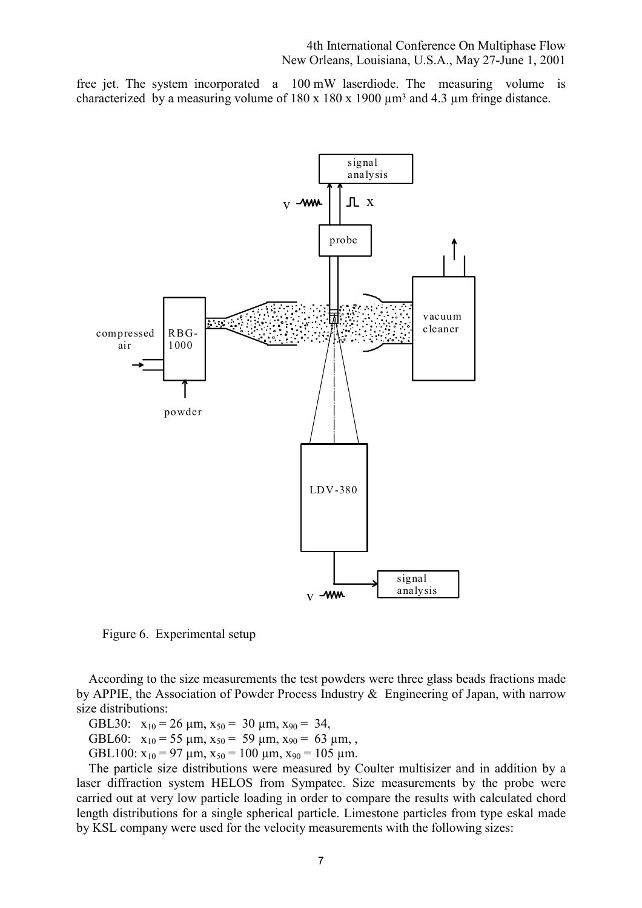free jet. The system incorporated a 100 mW laserdiode. The measuring volume is characterized by a measuring volume of 180 x 180 x 1900 μm³ and 4.3 μm fringe distance.

signal analysis

v

x

probe

vacuum cleaner

compressed air

RBG-1000

powder

LDV-380

signal analysis

v

Figure 6. Experimental setup

According to the size measurements the test powders were three glass beads fractions made by APPIE, the Association of Powder Process Industry & Engineering of Japan, with narrow size distributions:

GBL30: $x_{10}$ = 26 μm, $x_{50}$ = 30 μm, $x_{90}$ = 34,

GBL60: $x_{10}$ = 55 μm, $x_{50}$ = 59 μm, $x_{90}$ = 63 μm, ,

GBL100: $x_{10}$ = 97 μm, $x_{50}$ = 100 μm, $x_{90}$ = 105 μm.

The particle size distributions were measured by Coulter multisizer and in addition by a laser diffraction system HELOS from Sympatec. Size measurements by the probe were carried out at very low particle loading in order to compare the results with calculated chord length distributions for a single spherical particle. Limestone particles from type eskal made by KSL company were used for the velocity measurements with the following sizes: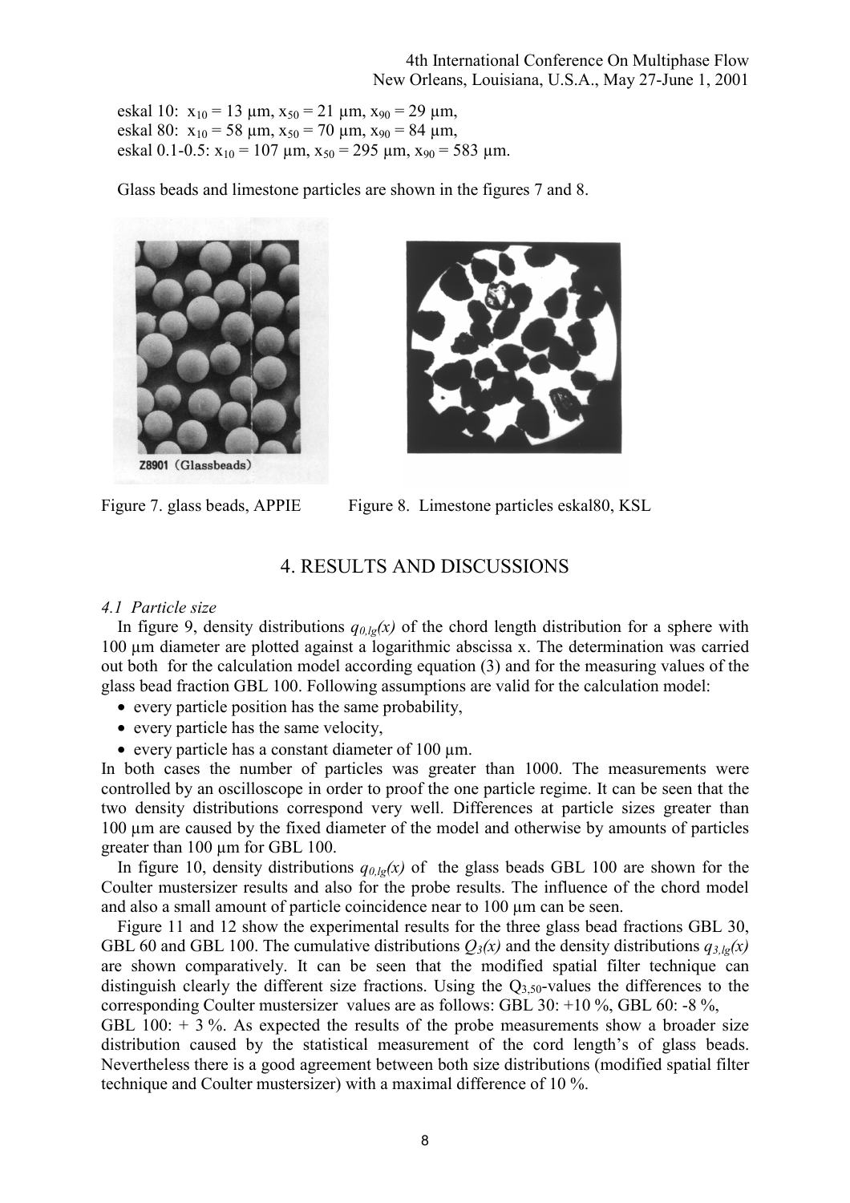eskal 10: $x_{10}$ = 13 µm, $x_{50}$ = 21 µm, $x_{90}$ = 29 µm,
eskal 80: $x_{10}$ = 58 µm, $x_{50}$ = 70 µm, $x_{90}$ = 84 µm,
eskal 0.1-0.5: $x_{10}$ = 107 µm, $x_{50}$ = 295 µm, $x_{90}$ = 583 µm.

Glass beads and limestone particles are shown in the figures 7 and 8.

Z8901 (Glassbeads)

Figure 7. glass beads, APPIE

Figure 8. Limestone particles eskal80, KSL

## 4. RESULTS AND DISCUSSIONS

### *4.1 Particle size*

In figure 9, density distributions $q_{0,lg}(x)$ of the chord length distribution for a sphere with 100 µm diameter are plotted against a logarithmic abscissa x. The determination was carried out both for the calculation model according equation (3) and for the measuring values of the glass bead fraction GBL 100. Following assumptions are valid for the calculation model:

- every particle position has the same probability,
- every particle has the same velocity,
- every particle has a constant diameter of 100 µm.

In both cases the number of particles was greater than 1000. The measurements were controlled by an oscilloscope in order to proof the one particle regime. It can be seen that the two density distributions correspond very well. Differences at particle sizes greater than 100 µm are caused by the fixed diameter of the model and otherwise by amounts of particles greater than 100 µm for GBL 100.

In figure 10, density distributions $q_{0,lg}(x)$ of the glass beads GBL 100 are shown for the Coulter mustersizer results and also for the probe results. The influence of the chord model and also a small amount of particle coincidence near to 100 µm can be seen.

Figure 11 and 12 show the experimental results for the three glass bead fractions GBL 30, GBL 60 and GBL 100. The cumulative distributions $Q_3(x)$ and the density distributions $q_{3,lg}(x)$ are shown comparatively. It can be seen that the modified spatial filter technique can distinguish clearly the different size fractions. Using the $Q_{3,50}$-values the differences to the corresponding Coulter mustersizer values are as follows: GBL 30: +10 %, GBL 60: -8 %, GBL 100: + 3 %. As expected the results of the probe measurements show a broader size distribution caused by the statistical measurement of the cord length's of glass beads. Nevertheless there is a good agreement between both size distributions (modified spatial filter technique and Coulter mustersizer) with a maximal difference of 10 %.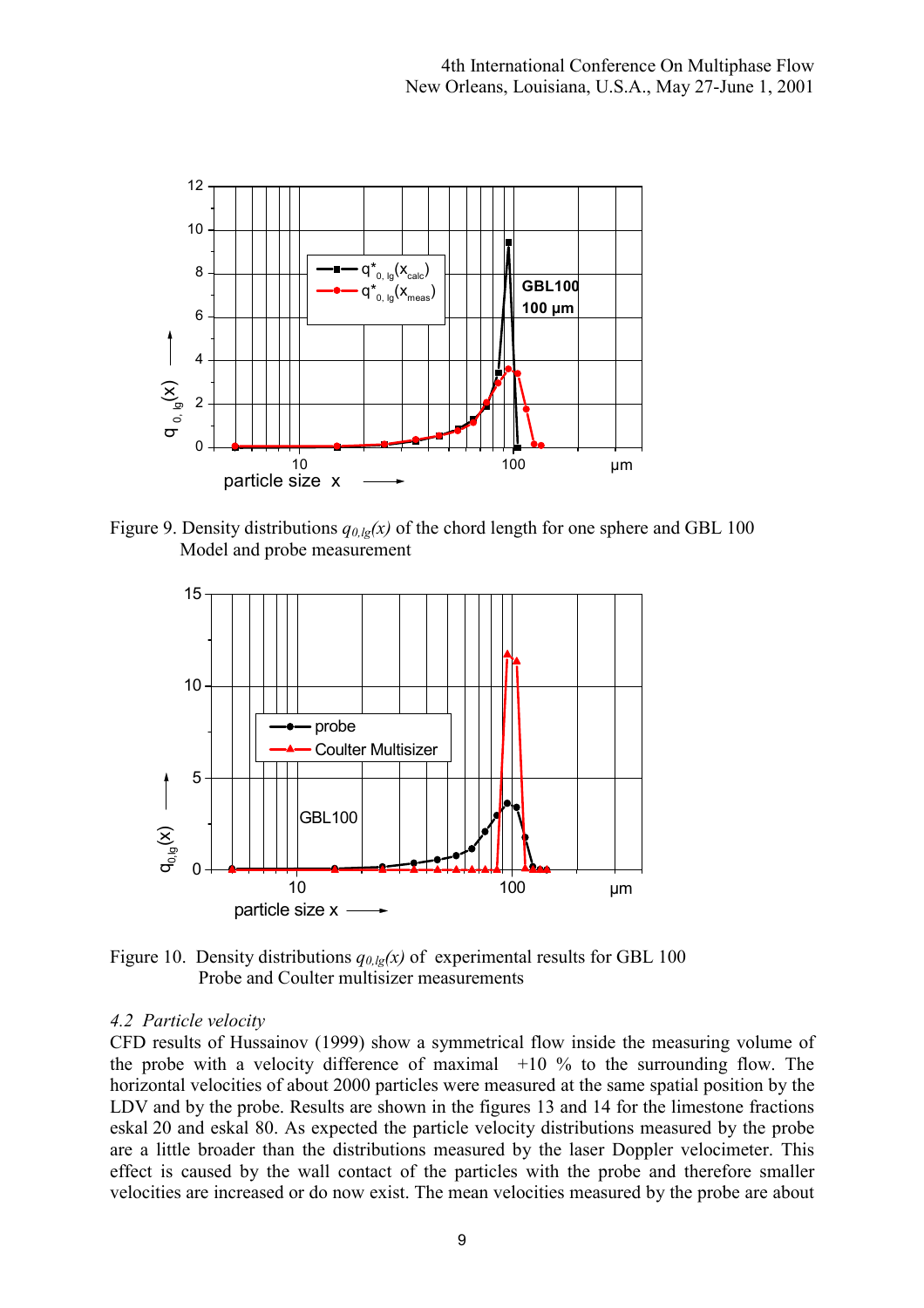12
10
8
6
4
2
0

$q^*_{0,lg}(x_{calc})$
$q^*_{0,lg}(x_{meas})$

GBL100
100 µm

$q_{0,lg}(x)$

10
100
µm

particle size x

Figure 9. Density distributions $q_{0,lg}(x)$ of the chord length for one sphere and GBL 100 Model and probe measurement

15
10
5
0

probe
Coulter Multisizer

GBL100

$q_{0,lg}(x)$

10
100
µm

particle size x

Figure 10. Density distributions $q_{0,lg}(x)$ of experimental results for GBL 100 Probe and Coulter multisizer measurements

### *4.2 Particle velocity*

CFD results of Hussainov (1999) show a symmetrical flow inside the measuring volume of the probe with a velocity difference of maximal +10 % to the surrounding flow. The horizontal velocities of about 2000 particles were measured at the same spatial position by the LDV and by the probe. Results are shown in the figures 13 and 14 for the limestone fractions eskal 20 and eskal 80. As expected the particle velocity distributions measured by the probe are a little broader than the distributions measured by the laser Doppler velocimeter. This effect is caused by the wall contact of the particles with the probe and therefore smaller velocities are increased or do now exist. The mean velocities measured by the probe are about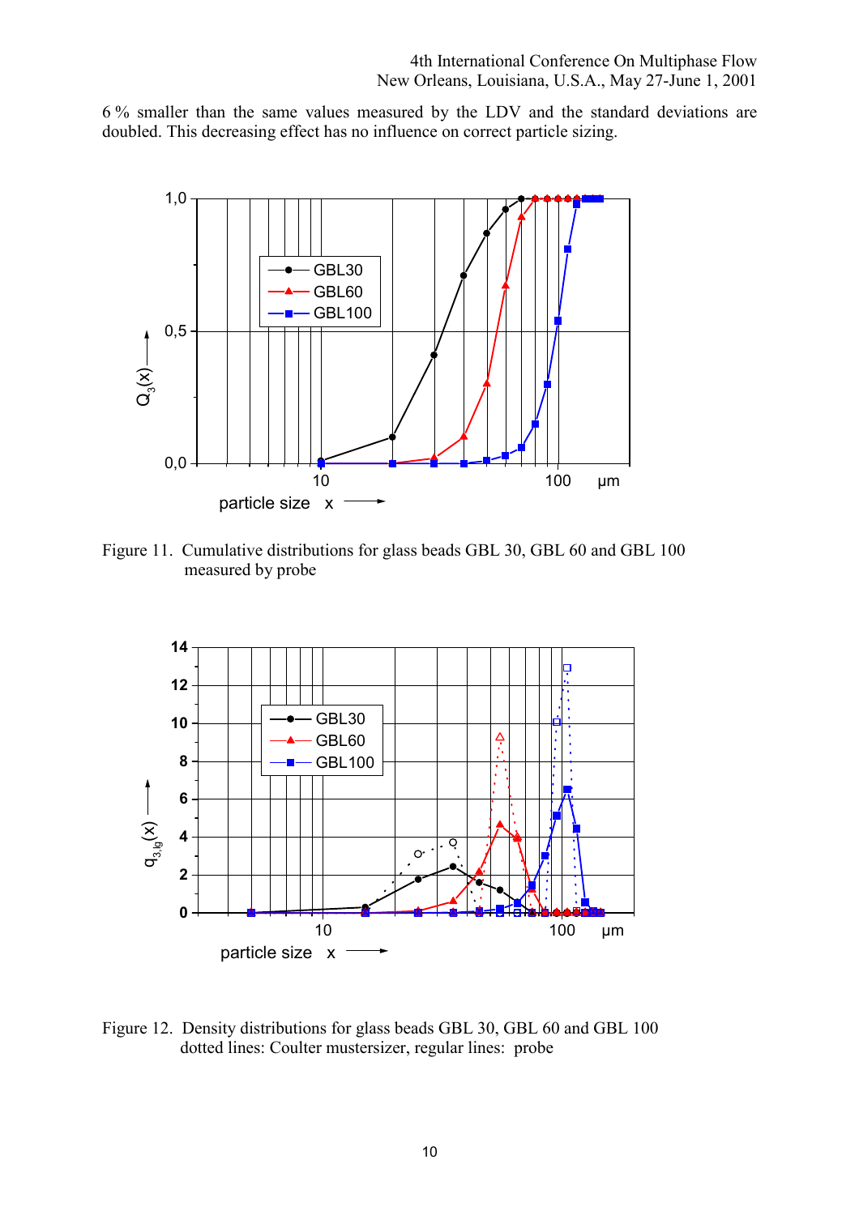6 % smaller than the same values measured by the LDV and the standard deviations are doubled. This decreasing effect has no influence on correct particle sizing.

1,0
0,5
0,0
$Q_3(x)$
10
100
µm
particle size x
GBL30
GBL60
GBL100

Figure 11. Cumulative distributions for glass beads GBL 30, GBL 60 and GBL 100 measured by probe

14
12
10
8
6
4
2
0
$q_{3,lg}(x)$
10
100
µm
particle size x
GBL30
GBL60
GBL100

Figure 12. Density distributions for glass beads GBL 30, GBL 60 and GBL 100 dotted lines: Coulter mustersizer, regular lines: probe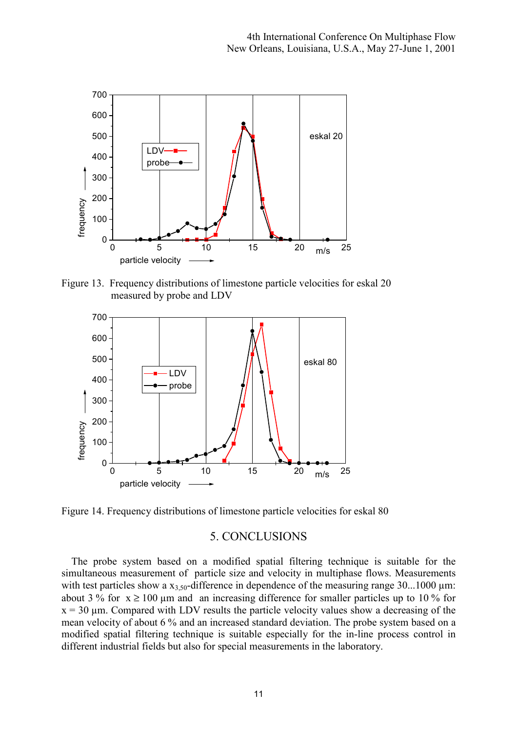700
600
500
400
300
200
100
0
frequency
0
5
10
15
20
25
m/s
particle velocity
LDV
probe
eskal 20

Figure 13. Frequency distributions of limestone particle velocities for eskal 20 measured by probe and LDV

700
600
500
400
300
200
100
0
frequency
0
5
10
15
20
25
m/s
particle velocity
LDV
probe
eskal 80

Figure 14. Frequency distributions of limestone particle velocities for eskal 80

## 5. CONCLUSIONS

The probe system based on a modified spatial filtering technique is suitable for the simultaneous measurement of particle size and velocity in multiphase flows. Measurements with test particles show a $x_{3,50}$-difference in dependence of the measuring range 30...1000 µm: about 3 % for $x \geq 100$ µm and an increasing difference for smaller particles up to 10 % for $x = 30$ µm. Compared with LDV results the particle velocity values show a decreasing of the mean velocity of about 6 % and an increased standard deviation. The probe system based on a modified spatial filtering technique is suitable especially for the in-line process control in different industrial fields but also for special measurements in the laboratory.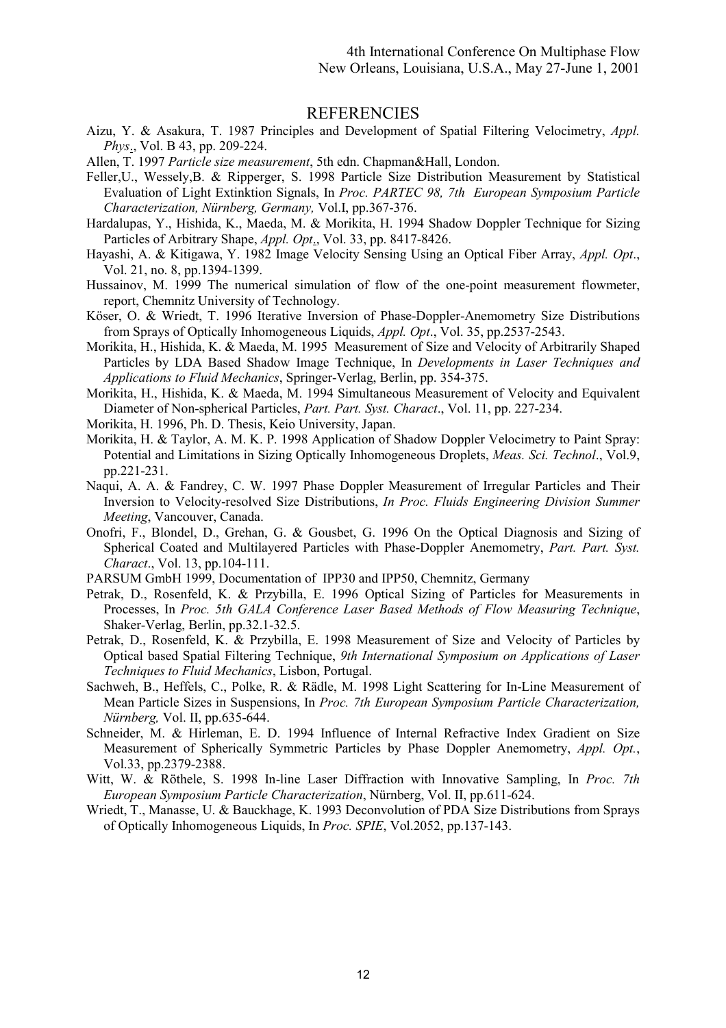# REFERENCIES

Aizu, Y. & Asakura, T. 1987 Principles and Development of Spatial Filtering Velocimetry, *Appl. Phys*., Vol. B 43, pp. 209-224.

Allen, T. 1997 *Particle size measurement*, 5th edn. Chapman&Hall, London.

Feller,U., Wessely,B. & Ripperger, S. 1998 Particle Size Distribution Measurement by Statistical Evaluation of Light Extinktion Signals, In *Proc. PARTEC 98, 7th European Symposium Particle Characterization, Nürnberg, Germany,* Vol.I, pp.367-376.

Hardalupas, Y., Hishida, K., Maeda, M. & Morikita, H. 1994 Shadow Doppler Technique for Sizing Particles of Arbitrary Shape, *Appl. Opt*., Vol. 33, pp. 8417-8426.

Hayashi, A. & Kitigawa, Y. 1982 Image Velocity Sensing Using an Optical Fiber Array, *Appl. Opt*., Vol. 21, no. 8, pp.1394-1399.

Hussainov, M. 1999 The numerical simulation of flow of the one-point measurement flowmeter, report, Chemnitz University of Technology.

Köser, O. & Wriedt, T. 1996 Iterative Inversion of Phase-Doppler-Anemometry Size Distributions from Sprays of Optically Inhomogeneous Liquids, *Appl. Opt*., Vol. 35, pp.2537-2543.

Morikita, H., Hishida, K. & Maeda, M. 1995 Measurement of Size and Velocity of Arbitrarily Shaped Particles by LDA Based Shadow Image Technique, In *Developments in Laser Techniques and Applications to Fluid Mechanics*, Springer-Verlag, Berlin, pp. 354-375.

Morikita, H., Hishida, K. & Maeda, M. 1994 Simultaneous Measurement of Velocity and Equivalent Diameter of Non-spherical Particles, *Part. Part. Syst. Charact*., Vol. 11, pp. 227-234.

Morikita, H. 1996, Ph. D. Thesis, Keio University, Japan.

Morikita, H. & Taylor, A. M. K. P. 1998 Application of Shadow Doppler Velocimetry to Paint Spray: Potential and Limitations in Sizing Optically Inhomogeneous Droplets, *Meas. Sci. Technol*., Vol.9, pp.221-231.

Naqui, A. A. & Fandrey, C. W. 1997 Phase Doppler Measurement of Irregular Particles and Their Inversion to Velocity-resolved Size Distributions, *In Proc. Fluids Engineering Division Summer Meeting*, Vancouver, Canada.

Onofri, F., Blondel, D., Grehan, G. & Gousbet, G. 1996 On the Optical Diagnosis and Sizing of Spherical Coated and Multilayered Particles with Phase-Doppler Anemometry, *Part. Part. Syst. Charact*., Vol. 13, pp.104-111.

PARSUM GmbH 1999, Documentation of IPP30 and IPP50, Chemnitz, Germany

Petrak, D., Rosenfeld, K. & Przybilla, E. 1996 Optical Sizing of Particles for Measurements in Processes, In *Proc. 5th GALA Conference Laser Based Methods of Flow Measuring Technique*, Shaker-Verlag, Berlin, pp.32.1-32.5.

Petrak, D., Rosenfeld, K. & Przybilla, E. 1998 Measurement of Size and Velocity of Particles by Optical based Spatial Filtering Technique, *9th International Symposium on Applications of Laser Techniques to Fluid Mechanics*, Lisbon, Portugal.

Sachweh, B., Heffels, C., Polke, R. & Rädle, M. 1998 Light Scattering for In-Line Measurement of Mean Particle Sizes in Suspensions, In *Proc. 7th European Symposium Particle Characterization, Nürnberg,* Vol. II, pp.635-644.

Schneider, M. & Hirleman, E. D. 1994 Influence of Internal Refractive Index Gradient on Size Measurement of Spherically Symmetric Particles by Phase Doppler Anemometry, *Appl. Opt.*, Vol.33, pp.2379-2388.

Witt, W. & Röthele, S. 1998 In-line Laser Diffraction with Innovative Sampling, In *Proc. 7th European Symposium Particle Characterization*, Nürnberg, Vol. II, pp.611-624.

Wriedt, T., Manasse, U. & Bauckhage, K. 1993 Deconvolution of PDA Size Distributions from Sprays of Optically Inhomogeneous Liquids, In *Proc. SPIE*, Vol.2052, pp.137-143.